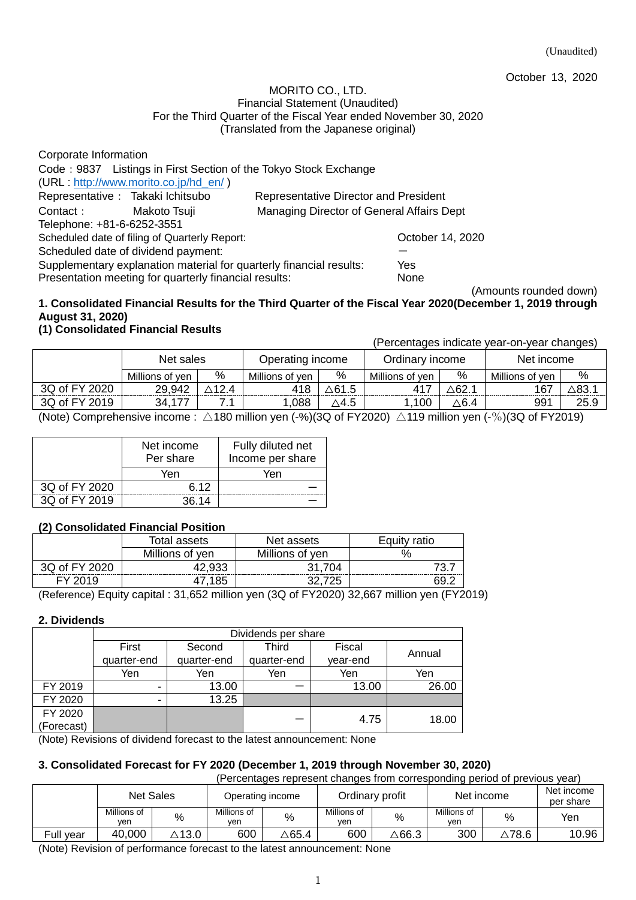(Unaudited)

October 13, 2020

MORITO CO., LTD.
Financial Statement (Unaudited)
For the Third Quarter of the Fiscal Year ended November 30, 2020
(Translated from the Japanese original)

Corporate Information
Code：9837　Listings in First Section of the Tokyo Stock Exchange
(URL : http://www.morito.co.jp/hd_en/ )
Representative： Takaki Ichitsubo　　Representative Director and President
Contact： Makoto Tsuji　　Managing Director of General Affairs Dept
Telephone: +81-6-6252-3551
Scheduled date of filing of Quarterly Report: October 14, 2020
Scheduled date of dividend payment: ―
Supplementary explanation material for quarterly financial results: Yes
Presentation meeting for quarterly financial results: None

(Amounts rounded down)

**1. Consolidated Financial Results for the Third Quarter of the Fiscal Year 2020(December 1, 2019 through August 31, 2020)**

**(1) Consolidated Financial Results**

(Percentages indicate year-on-year changes)

| | Net sales | | Operating income | | Ordinary income | | Net income | |
|---|---|---|---|---|---|---|---|---|
| | Millions of yen | % | Millions of yen | % | Millions of yen | % | Millions of yen | % |
| 3Q of FY 2020 | 29,942 | △12.4 | 418 | △61.5 | 417 | △62.1 | 167 | △83.1 |
| 3Q of FY 2019 | 34,177 | 7.1 | 1,088 | △4.5 | 1,100 | △6.4 | 991 | 25.9 |

(Note) Comprehensive income : △180 million yen (-%)(3Q of FY2020) △119 million yen (-%)(3Q of FY2019)

| | Net income Per share | Fully diluted net Income per share |
|---|---|---|
| | Yen | Yen |
| 3Q of FY 2020 | 6.12 | ― |
| 3Q of FY 2019 | 36.14 | ― |

**(2) Consolidated Financial Position**

| | Total assets | Net assets | Equity ratio |
|---|---|---|---|
| | Millions of yen | Millions of yen | % |
| 3Q of FY 2020 | 42,933 | 31,704 | 73.7 |
| FY 2019 | 47,185 | 32,725 | 69.2 |

(Reference) Equity capital : 31,652 million yen (3Q of FY2020) 32,667 million yen (FY2019)

**2. Dividends**

| | Dividends per share | | | | |
|---|---|---|---|---|---|
| | First quarter-end | Second quarter-end | Third quarter-end | Fiscal year-end | Annual |
| | Yen | Yen | Yen | Yen | Yen |
| FY 2019 | - | 13.00 | ― | 13.00 | 26.00 |
| FY 2020 | - | 13.25 | | | |
| FY 2020 (Forecast) | | | ― | 4.75 | 18.00 |

(Note) Revisions of dividend forecast to the latest announcement: None

**3. Consolidated Forecast for FY 2020 (December 1, 2019 through November 30, 2020)**

(Percentages represent changes from corresponding period of previous year)

| | Net Sales | | Operating income | | Ordinary profit | | Net income | | Net income per share |
|---|---|---|---|---|---|---|---|---|---|
| | Millions of yen | % | Millions of yen | % | Millions of yen | % | Millions of yen | % | Yen |
| Full year | 40,000 | △13.0 | 600 | △65.4 | 600 | △66.3 | 300 | △78.6 | 10.96 |

(Note) Revision of performance forecast to the latest announcement: None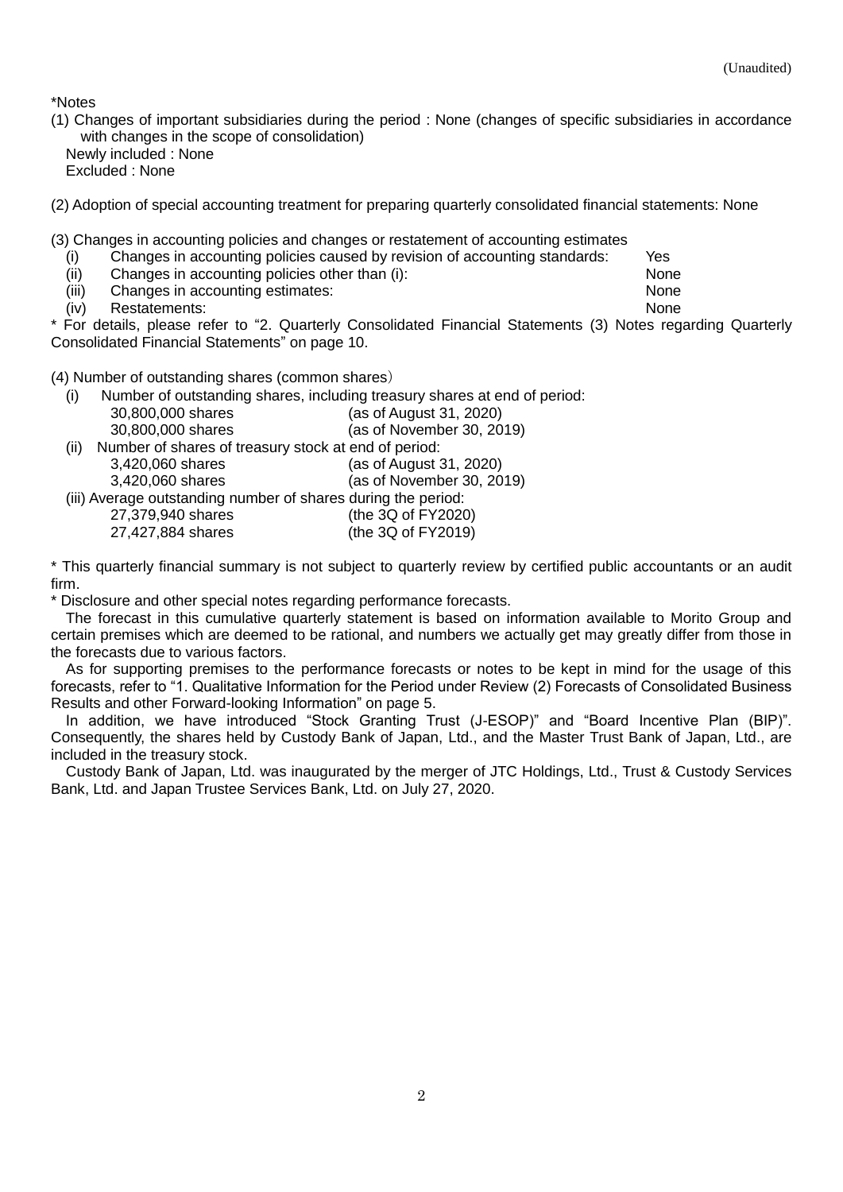(Unaudited)

*Notes

(1) Changes of important subsidiaries during the period : None (changes of specific subsidiaries in accordance with changes in the scope of consolidation)
Newly included : None
Excluded : None

(2) Adoption of special accounting treatment for preparing quarterly consolidated financial statements: None

(3) Changes in accounting policies and changes or restatement of accounting estimates

| | | |
|---|---|---|
| (i) | Changes in accounting policies caused by revision of accounting standards: | Yes |
| (ii) | Changes in accounting policies other than (i): | None |
| (iii) | Changes in accounting estimates: | None |
| (iv) | Restatements: | None |

* For details, please refer to "2. Quarterly Consolidated Financial Statements (3) Notes regarding Quarterly Consolidated Financial Statements" on page 10.

(4) Number of outstanding shares (common shares)

(i) Number of outstanding shares, including treasury shares at end of period:

| | |
|---|---|
| 30,800,000 shares | (as of August 31, 2020) |
| 30,800,000 shares | (as of November 30, 2019) |

(ii) Number of shares of treasury stock at end of period:

| | |
|---|---|
| 3,420,060 shares | (as of August 31, 2020) |
| 3,420,060 shares | (as of November 30, 2019) |

(iii) Average outstanding number of shares during the period:

| | |
|---|---|
| 27,379,940 shares | (the 3Q of FY2020) |
| 27,427,884 shares | (the 3Q of FY2019) |

* This quarterly financial summary is not subject to quarterly review by certified public accountants or an audit firm.

* Disclosure and other special notes regarding performance forecasts.

The forecast in this cumulative quarterly statement is based on information available to Morito Group and certain premises which are deemed to be rational, and numbers we actually get may greatly differ from those in the forecasts due to various factors.

As for supporting premises to the performance forecasts or notes to be kept in mind for the usage of this forecasts, refer to "1. Qualitative Information for the Period under Review (2) Forecasts of Consolidated Business Results and other Forward-looking Information" on page 5.

In addition, we have introduced "Stock Granting Trust (J-ESOP)" and "Board Incentive Plan (BIP)". Consequently, the shares held by Custody Bank of Japan, Ltd., and the Master Trust Bank of Japan, Ltd., are included in the treasury stock.

Custody Bank of Japan, Ltd. was inaugurated by the merger of JTC Holdings, Ltd., Trust & Custody Services Bank, Ltd. and Japan Trustee Services Bank, Ltd. on July 27, 2020.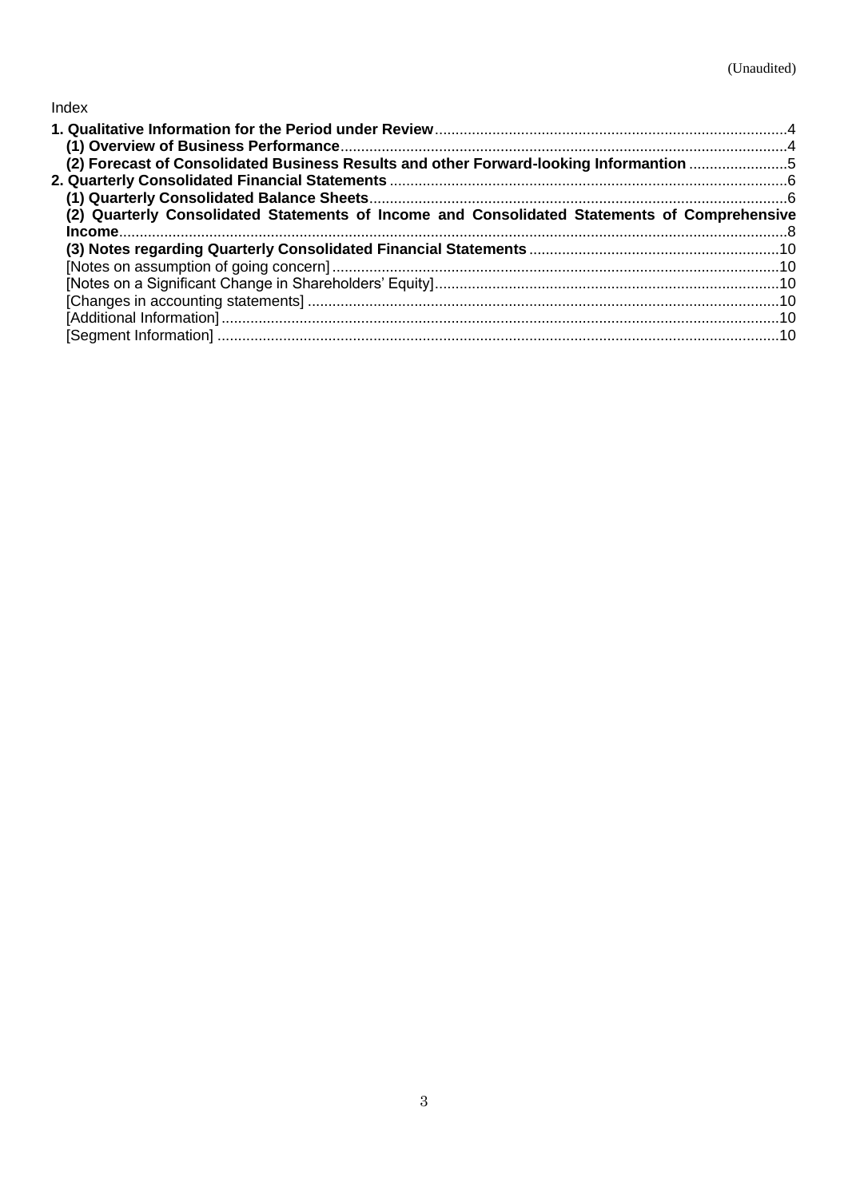(Unaudited)

Index

**1. Qualitative Information for the Period under Review** ..... 4
  **(1) Overview of Business Performance** ..... 4
  **(2) Forecast of Consolidated Business Results and other Forward-looking Informantion** ..... 5
**2. Quarterly Consolidated Financial Statements** ..... 6
  **(1) Quarterly Consolidated Balance Sheets** ..... 6
  **(2) Quarterly Consolidated Statements of Income and Consolidated Statements of Comprehensive Income** ..... 8
  **(3) Notes regarding Quarterly Consolidated Financial Statements** ..... 10
  [Notes on assumption of going concern] ..... 10
  [Notes on a Significant Change in Shareholders' Equity] ..... 10
  [Changes in accounting statements] ..... 10
  [Additional Information] ..... 10
  [Segment Information] ..... 10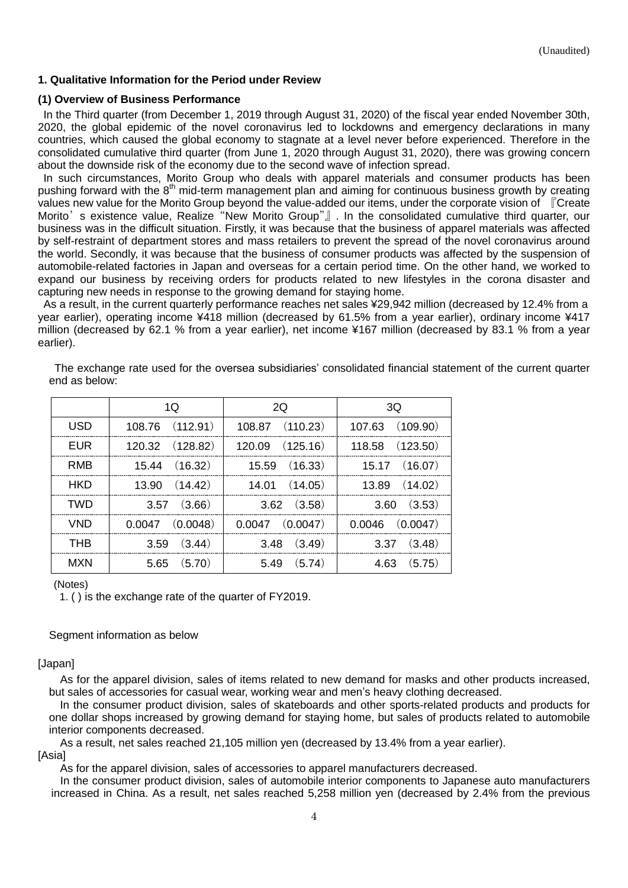(Unaudited)

### 1. Qualitative Information for the Period under Review

#### (1) Overview of Business Performance

In the Third quarter (from December 1, 2019 through August 31, 2020) of the fiscal year ended November 30th, 2020, the global epidemic of the novel coronavirus led to lockdowns and emergency declarations in many countries, which caused the global economy to stagnate at a level never before experienced. Therefore in the consolidated cumulative third quarter (from June 1, 2020 through August 31, 2020), there was growing concern about the downside risk of the economy due to the second wave of infection spread.

In such circumstances, Morito Group who deals with apparel materials and consumer products has been pushing forward with the 8th mid-term management plan and aiming for continuous business growth by creating values new value for the Morito Group beyond the value-added our items, under the corporate vision of 『Create Morito's existence value, Realize "New Morito Group"』. In the consolidated cumulative third quarter, our business was in the difficult situation. Firstly, it was because that the business of apparel materials was affected by self-restraint of department stores and mass retailers to prevent the spread of the novel coronavirus around the world. Secondly, it was because that the business of consumer products was affected by the suspension of automobile-related factories in Japan and overseas for a certain period time. On the other hand, we worked to expand our business by receiving orders for products related to new lifestyles in the corona disaster and capturing new needs in response to the growing demand for staying home.

As a result, in the current quarterly performance reaches net sales ¥29,942 million (decreased by 12.4% from a year earlier), operating income ¥418 million (decreased by 61.5% from a year earlier), ordinary income ¥417 million (decreased by 62.1 % from a year earlier), net income ¥167 million (decreased by 83.1 % from a year earlier).

The exchange rate used for the oversea subsidiaries' consolidated financial statement of the current quarter end as below:

| | 1Q | 2Q | 3Q |
|---|---|---|---|
| USD | 108.76 (112.91) | 108.87 (110.23) | 107.63 (109.90) |
| EUR | 120.32 (128.82) | 120.09 (125.16) | 118.58 (123.50) |
| RMB | 15.44 (16.32) | 15.59 (16.33) | 15.17 (16.07) |
| HKD | 13.90 (14.42) | 14.01 (14.05) | 13.89 (14.02) |
| TWD | 3.57 (3.66) | 3.62 (3.58) | 3.60 (3.53) |
| VND | 0.0047 (0.0048) | 0.0047 (0.0047) | 0.0046 (0.0047) |
| THB | 3.59 (3.44) | 3.48 (3.49) | 3.37 (3.48) |
| MXN | 5.65 (5.70) | 5.49 (5.74) | 4.63 (5.75) |

(Notes)
1. ( ) is the exchange rate of the quarter of FY2019.

Segment information as below

[Japan]

As for the apparel division, sales of items related to new demand for masks and other products increased, but sales of accessories for casual wear, working wear and men's heavy clothing decreased.

In the consumer product division, sales of skateboards and other sports-related products and products for one dollar shops increased by growing demand for staying home, but sales of products related to automobile interior components decreased.

As a result, net sales reached 21,105 million yen (decreased by 13.4% from a year earlier).

[Asia]

As for the apparel division, sales of accessories to apparel manufacturers decreased.

In the consumer product division, sales of automobile interior components to Japanese auto manufacturers increased in China. As a result, net sales reached 5,258 million yen (decreased by 2.4% from the previous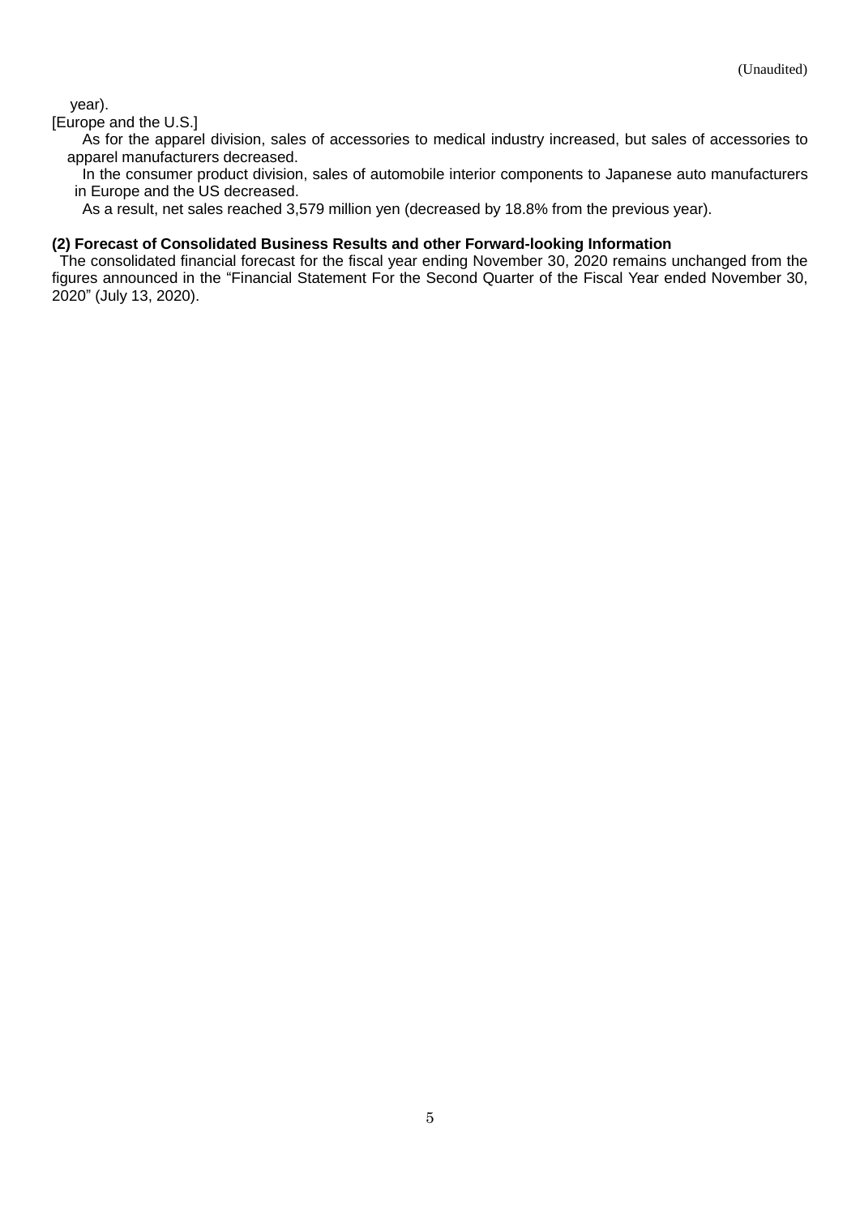year).

[Europe and the U.S.]

As for the apparel division, sales of accessories to medical industry increased, but sales of accessories to apparel manufacturers decreased.

In the consumer product division, sales of automobile interior components to Japanese auto manufacturers in Europe and the US decreased.

As a result, net sales reached 3,579 million yen (decreased by 18.8% from the previous year).

**(2) Forecast of Consolidated Business Results and other Forward-looking Information**

The consolidated financial forecast for the fiscal year ending November 30, 2020 remains unchanged from the figures announced in the "Financial Statement For the Second Quarter of the Fiscal Year ended November 30, 2020" (July 13, 2020).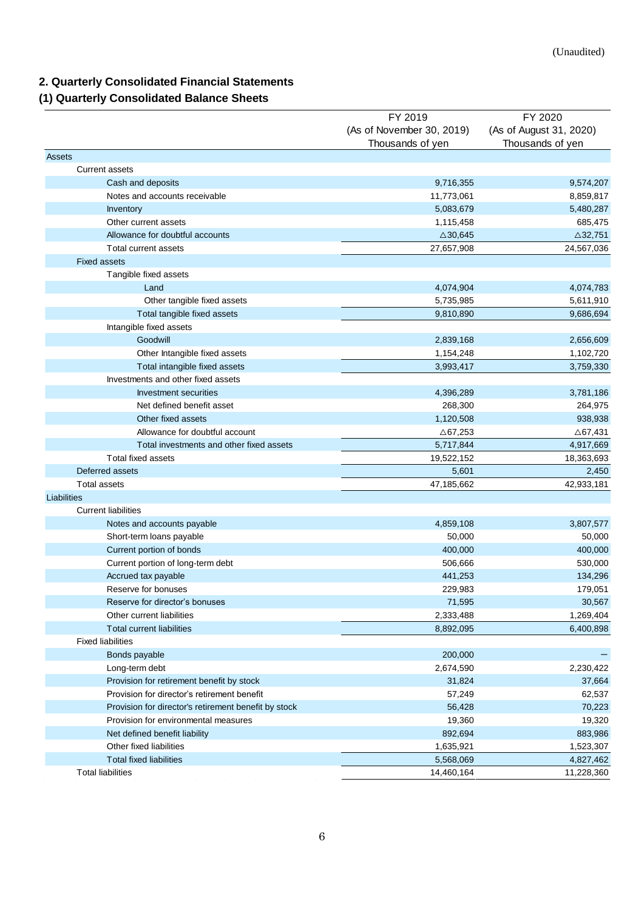(Unaudited)

## 2. Quarterly Consolidated Financial Statements

### (1) Quarterly Consolidated Balance Sheets

| | FY 2019 (As of November 30, 2019) Thousands of yen | FY 2020 (As of August 31, 2020) Thousands of yen |
|---|---|---|
| Assets | | |
| Current assets | | |
| Cash and deposits | 9,716,355 | 9,574,207 |
| Notes and accounts receivable | 11,773,061 | 8,859,817 |
| Inventory | 5,083,679 | 5,480,287 |
| Other current assets | 1,115,458 | 685,475 |
| Allowance for doubtful accounts | △30,645 | △32,751 |
| Total current assets | 27,657,908 | 24,567,036 |
| Fixed assets | | |
| Tangible fixed assets | | |
| Land | 4,074,904 | 4,074,783 |
| Other tangible fixed assets | 5,735,985 | 5,611,910 |
| Total tangible fixed assets | 9,810,890 | 9,686,694 |
| Intangible fixed assets | | |
| Goodwill | 2,839,168 | 2,656,609 |
| Other Intangible fixed assets | 1,154,248 | 1,102,720 |
| Total intangible fixed assets | 3,993,417 | 3,759,330 |
| Investments and other fixed assets | | |
| Investment securities | 4,396,289 | 3,781,186 |
| Net defined benefit asset | 268,300 | 264,975 |
| Other fixed assets | 1,120,508 | 938,938 |
| Allowance for doubtful account | △67,253 | △67,431 |
| Total investments and other fixed assets | 5,717,844 | 4,917,669 |
| Total fixed assets | 19,522,152 | 18,363,693 |
| Deferred assets | 5,601 | 2,450 |
| Total assets | 47,185,662 | 42,933,181 |
| Liabilities | | |
| Current liabilities | | |
| Notes and accounts payable | 4,859,108 | 3,807,577 |
| Short-term loans payable | 50,000 | 50,000 |
| Current portion of bonds | 400,000 | 400,000 |
| Current portion of long-term debt | 506,666 | 530,000 |
| Accrued tax payable | 441,253 | 134,296 |
| Reserve for bonuses | 229,983 | 179,051 |
| Reserve for director's bonuses | 71,595 | 30,567 |
| Other current liabilities | 2,333,488 | 1,269,404 |
| Total current liabilities | 8,892,095 | 6,400,898 |
| Fixed liabilities | | |
| Bonds payable | 200,000 | － |
| Long-term debt | 2,674,590 | 2,230,422 |
| Provision for retirement benefit by stock | 31,824 | 37,664 |
| Provision for director's retirement benefit | 57,249 | 62,537 |
| Provision for director's retirement benefit by stock | 56,428 | 70,223 |
| Provision for environmental measures | 19,360 | 19,320 |
| Net defined benefit liability | 892,694 | 883,986 |
| Other fixed liabilities | 1,635,921 | 1,523,307 |
| Total fixed liabilities | 5,568,069 | 4,827,462 |
| Total liabilities | 14,460,164 | 11,228,360 |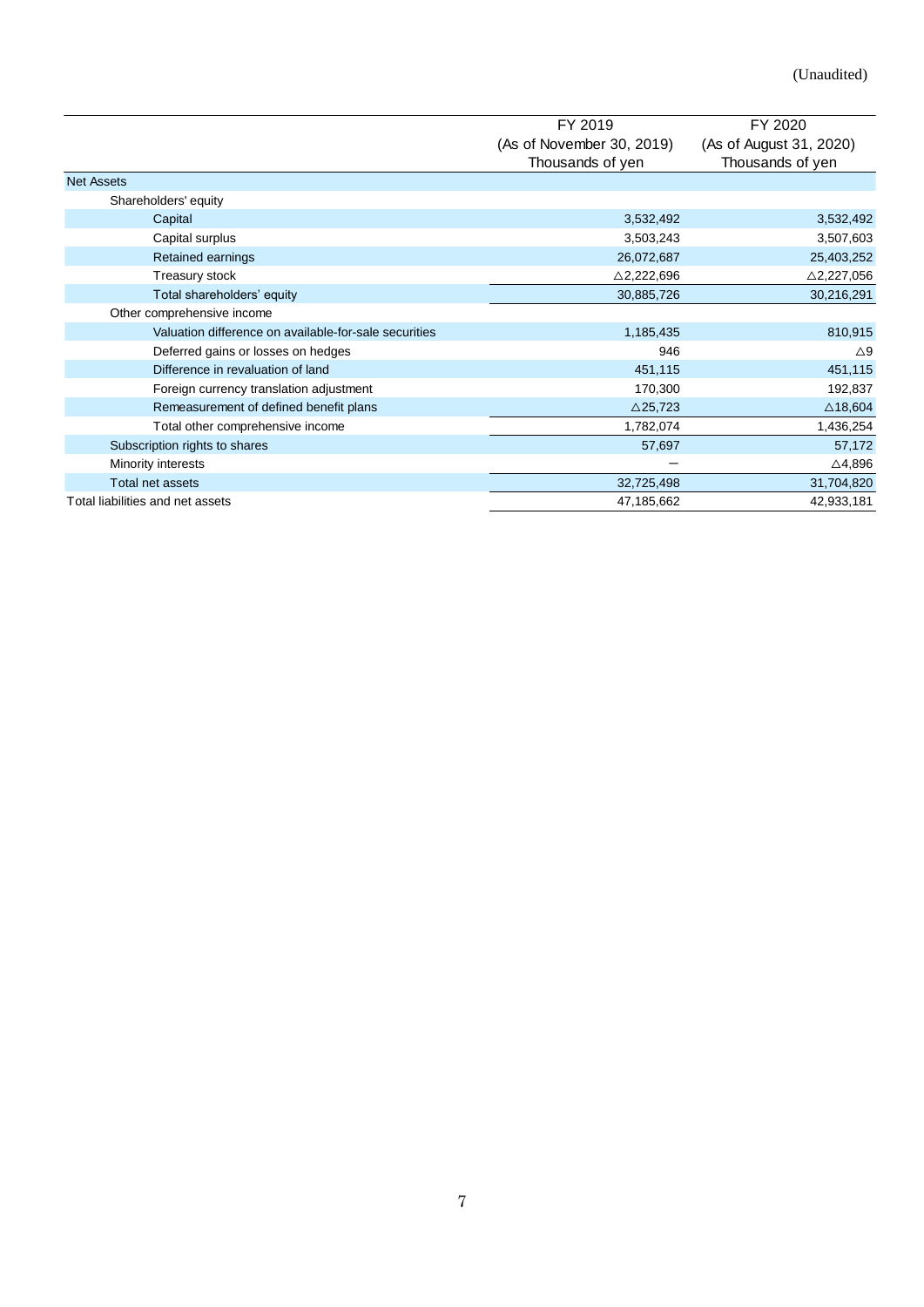(Unaudited)

| | FY 2019<br>(As of November 30, 2019)<br>Thousands of yen | FY 2020<br>(As of August 31, 2020)<br>Thousands of yen |
|---|---|---|
| Net Assets | | |
| Shareholders' equity | | |
| Capital | 3,532,492 | 3,532,492 |
| Capital surplus | 3,503,243 | 3,507,603 |
| Retained earnings | 26,072,687 | 25,403,252 |
| Treasury stock | △2,222,696 | △2,227,056 |
| Total shareholders' equity | 30,885,726 | 30,216,291 |
| Other comprehensive income | | |
| Valuation difference on available-for-sale securities | 1,185,435 | 810,915 |
| Deferred gains or losses on hedges | 946 | △9 |
| Difference in revaluation of land | 451,115 | 451,115 |
| Foreign currency translation adjustment | 170,300 | 192,837 |
| Remeasurement of defined benefit plans | △25,723 | △18,604 |
| Total other comprehensive income | 1,782,074 | 1,436,254 |
| Subscription rights to shares | 57,697 | 57,172 |
| Minority interests | ― | △4,896 |
| Total net assets | 32,725,498 | 31,704,820 |
| Total liabilities and net assets | 47,185,662 | 42,933,181 |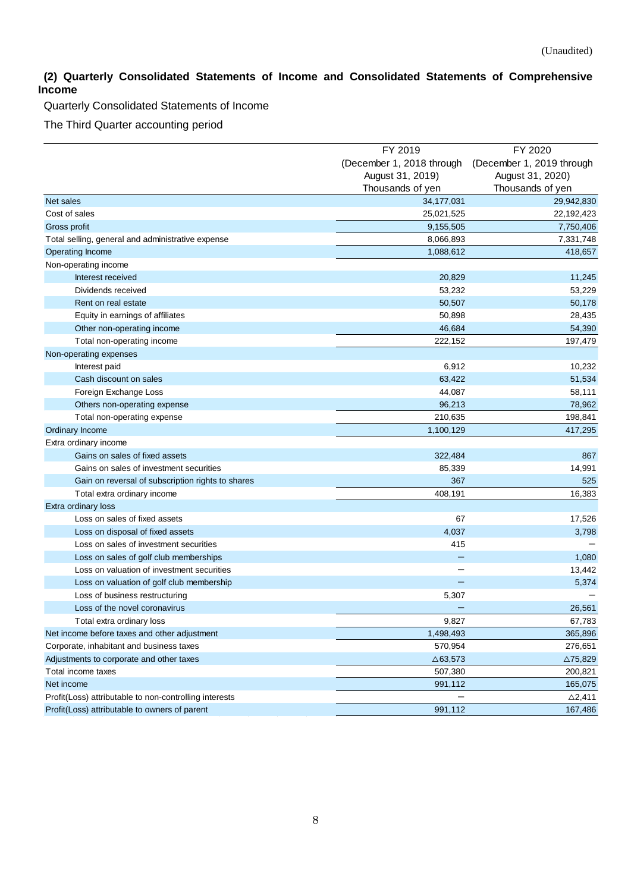(Unaudited)

### (2) Quarterly Consolidated Statements of Income and Consolidated Statements of Comprehensive Income

Quarterly Consolidated Statements of Income

The Third Quarter accounting period

| | FY 2019 (December 1, 2018 through August 31, 2019) Thousands of yen | FY 2020 (December 1, 2019 through August 31, 2020) Thousands of yen |
|---|---|---|
| Net sales | 34,177,031 | 29,942,830 |
| Cost of sales | 25,021,525 | 22,192,423 |
| Gross profit | 9,155,505 | 7,750,406 |
| Total selling, general and administrative expense | 8,066,893 | 7,331,748 |
| Operating Income | 1,088,612 | 418,657 |
| Non-operating income | | |
| Interest received | 20,829 | 11,245 |
| Dividends received | 53,232 | 53,229 |
| Rent on real estate | 50,507 | 50,178 |
| Equity in earnings of affiliates | 50,898 | 28,435 |
| Other non-operating income | 46,684 | 54,390 |
| Total non-operating income | 222,152 | 197,479 |
| Non-operating expenses | | |
| Interest paid | 6,912 | 10,232 |
| Cash discount on sales | 63,422 | 51,534 |
| Foreign Exchange Loss | 44,087 | 58,111 |
| Others non-operating expense | 96,213 | 78,962 |
| Total non-operating expense | 210,635 | 198,841 |
| Ordinary Income | 1,100,129 | 417,295 |
| Extra ordinary income | | |
| Gains on sales of fixed assets | 322,484 | 867 |
| Gains on sales of investment securities | 85,339 | 14,991 |
| Gain on reversal of subscription rights to shares | 367 | 525 |
| Total extra ordinary income | 408,191 | 16,383 |
| Extra ordinary loss | | |
| Loss on sales of fixed assets | 67 | 17,526 |
| Loss on disposal of fixed assets | 4,037 | 3,798 |
| Loss on sales of investment securities | 415 | － |
| Loss on sales of golf club memberships | － | 1,080 |
| Loss on valuation of investment securities | － | 13,442 |
| Loss on valuation of golf club membership | － | 5,374 |
| Loss of business restructuring | 5,307 | － |
| Loss of the novel coronavirus | － | 26,561 |
| Total extra ordinary loss | 9,827 | 67,783 |
| Net income before taxes and other adjustment | 1,498,493 | 365,896 |
| Corporate, inhabitant and business taxes | 570,954 | 276,651 |
| Adjustments to corporate and other taxes | △63,573 | △75,829 |
| Total income taxes | 507,380 | 200,821 |
| Net income | 991,112 | 165,075 |
| Profit(Loss) attributable to non-controlling interests | － | △2,411 |
| Profit(Loss) attributable to owners of parent | 991,112 | 167,486 |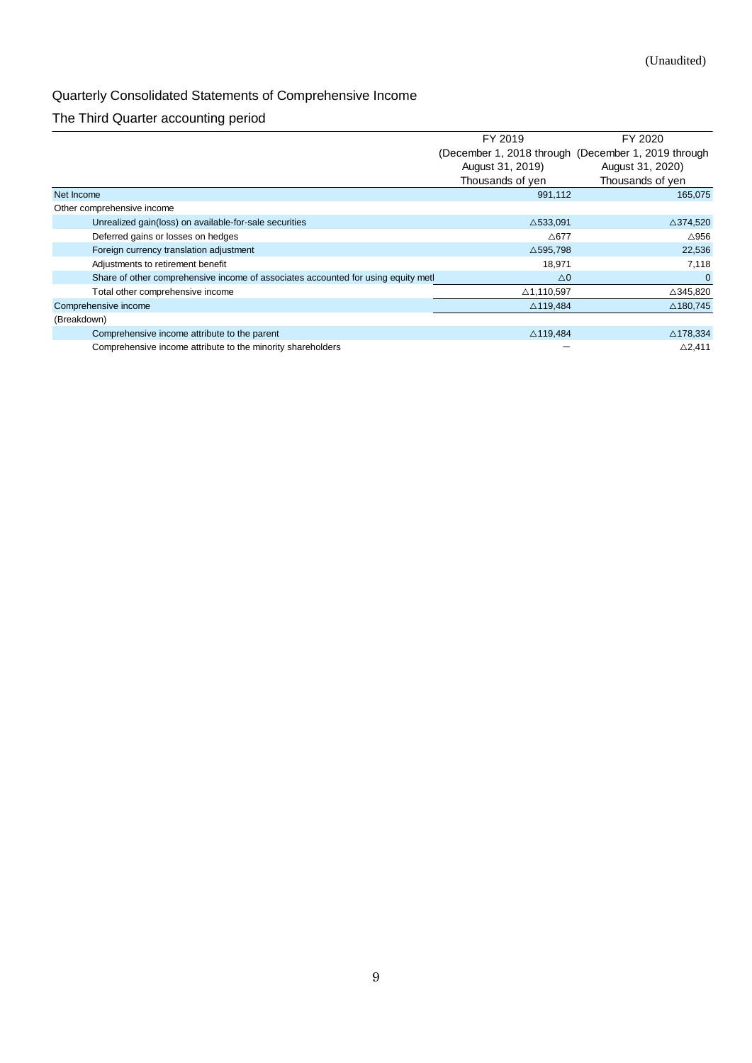(Unaudited)

## Quarterly Consolidated Statements of Comprehensive Income

### The Third Quarter accounting period

| | FY 2019 (December 1, 2018 through August 31, 2019) Thousands of yen | FY 2020 (December 1, 2019 through August 31, 2020) Thousands of yen |
|---|---|---|
| Net Income | 991,112 | 165,075 |
| Other comprehensive income | | |
| Unrealized gain(loss) on available-for-sale securities | △533,091 | △374,520 |
| Deferred gains or losses on hedges | △677 | △956 |
| Foreign currency translation adjustment | △595,798 | 22,536 |
| Adjustments to retirement benefit | 18,971 | 7,118 |
| Share of other comprehensive income of associates accounted for using equity metl | △0 | 0 |
| Total other comprehensive income | △1,110,597 | △345,820 |
| Comprehensive income | △119,484 | △180,745 |
| (Breakdown) | | |
| Comprehensive income attribute to the parent | △119,484 | △178,334 |
| Comprehensive income attribute to the minority shareholders | − | △2,411 |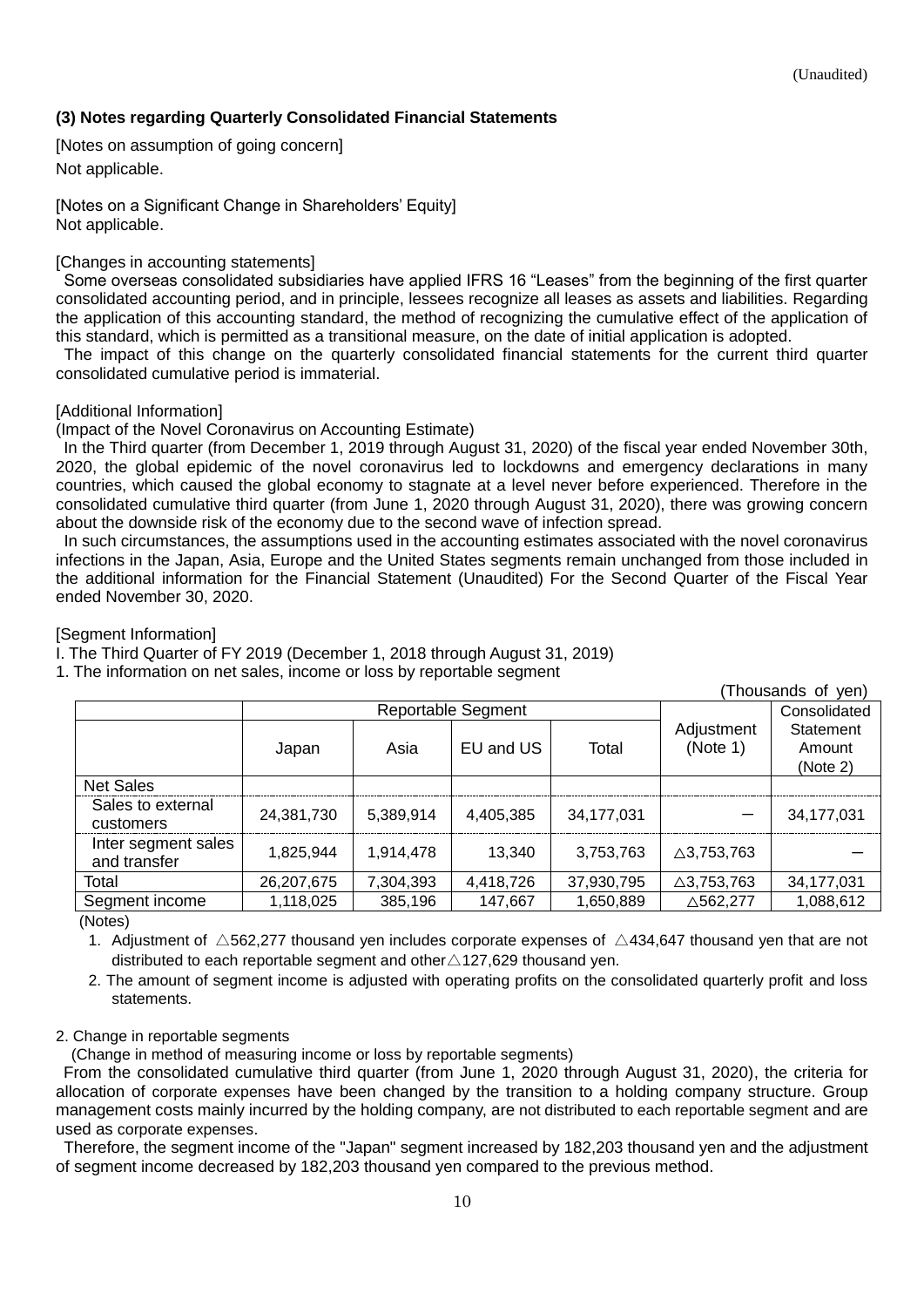(Unaudited)

### (3) Notes regarding Quarterly Consolidated Financial Statements

[Notes on assumption of going concern]
Not applicable.

[Notes on a Significant Change in Shareholders' Equity]
Not applicable.

[Changes in accounting statements]

Some overseas consolidated subsidiaries have applied IFRS 16 "Leases" from the beginning of the first quarter consolidated accounting period, and in principle, lessees recognize all leases as assets and liabilities. Regarding the application of this accounting standard, the method of recognizing the cumulative effect of the application of this standard, which is permitted as a transitional measure, on the date of initial application is adopted.

The impact of this change on the quarterly consolidated financial statements for the current third quarter consolidated cumulative period is immaterial.

[Additional Information]

(Impact of the Novel Coronavirus on Accounting Estimate)

In the Third quarter (from December 1, 2019 through August 31, 2020) of the fiscal year ended November 30th, 2020, the global epidemic of the novel coronavirus led to lockdowns and emergency declarations in many countries, which caused the global economy to stagnate at a level never before experienced. Therefore in the consolidated cumulative third quarter (from June 1, 2020 through August 31, 2020), there was growing concern about the downside risk of the economy due to the second wave of infection spread.

In such circumstances, the assumptions used in the accounting estimates associated with the novel coronavirus infections in the Japan, Asia, Europe and the United States segments remain unchanged from those included in the additional information for the Financial Statement (Unaudited) For the Second Quarter of the Fiscal Year ended November 30, 2020.

[Segment Information]

I. The Third Quarter of FY 2019 (December 1, 2018 through August 31, 2019)

1. The information on net sales, income or loss by reportable segment

(Thousands of yen)

| | Reportable Segment | | | | Adjustment (Note 1) | Consolidated Statement Amount (Note 2) |
|---|---|---|---|---|---|---|
| | Japan | Asia | EU and US | Total | | |
| Net Sales | | | | | | |
| Sales to external customers | 24,381,730 | 5,389,914 | 4,405,385 | 34,177,031 | ― | 34,177,031 |
| Inter segment sales and transfer | 1,825,944 | 1,914,478 | 13,340 | 3,753,763 | △3,753,763 | ― |
| Total | 26,207,675 | 7,304,393 | 4,418,726 | 37,930,795 | △3,753,763 | 34,177,031 |
| Segment income | 1,118,025 | 385,196 | 147,667 | 1,650,889 | △562,277 | 1,088,612 |

(Notes)

1. Adjustment of △562,277 thousand yen includes corporate expenses of △434,647 thousand yen that are not distributed to each reportable segment and other△127,629 thousand yen.
2. The amount of segment income is adjusted with operating profits on the consolidated quarterly profit and loss statements.

2. Change in reportable segments

(Change in method of measuring income or loss by reportable segments)

From the consolidated cumulative third quarter (from June 1, 2020 through August 31, 2020), the criteria for allocation of corporate expenses have been changed by the transition to a holding company structure. Group management costs mainly incurred by the holding company, are not distributed to each reportable segment and are used as corporate expenses.

Therefore, the segment income of the "Japan" segment increased by 182,203 thousand yen and the adjustment of segment income decreased by 182,203 thousand yen compared to the previous method.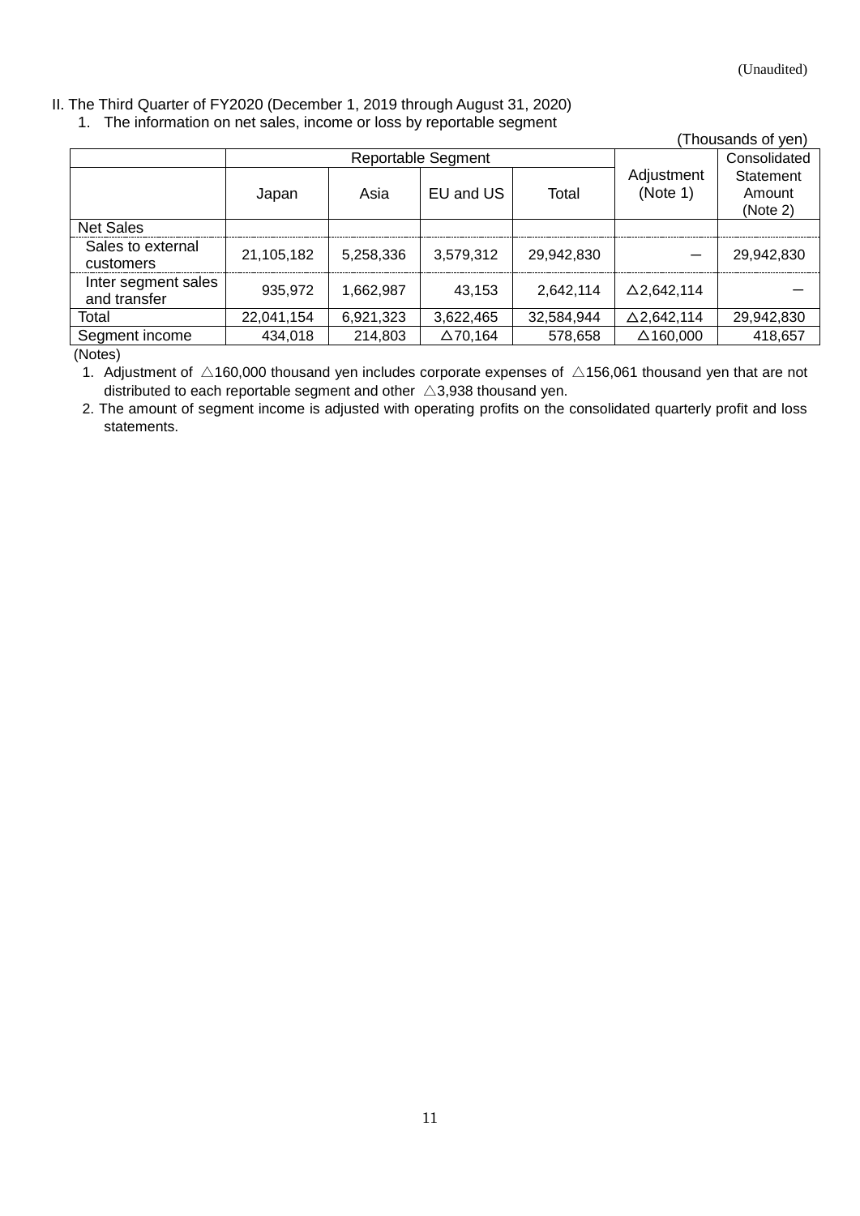(Unaudited)

II. The Third Quarter of FY2020 (December 1, 2019 through August 31, 2020)

1. The information on net sales, income or loss by reportable segment

(Thousands of yen)

| | Reportable Segment | | | | Adjustment (Note 1) | Consolidated Statement Amount (Note 2) |
|---|---|---|---|---|---|---|
| | Japan | Asia | EU and US | Total | | |
| Net Sales | | | | | | |
| Sales to external customers | 21,105,182 | 5,258,336 | 3,579,312 | 29,942,830 | ー | 29,942,830 |
| Inter segment sales and transfer | 935,972 | 1,662,987 | 43,153 | 2,642,114 | △2,642,114 | ー |
| Total | 22,041,154 | 6,921,323 | 3,622,465 | 32,584,944 | △2,642,114 | 29,942,830 |
| Segment income | 434,018 | 214,803 | △70,164 | 578,658 | △160,000 | 418,657 |

(Notes)

1. Adjustment of △160,000 thousand yen includes corporate expenses of △156,061 thousand yen that are not distributed to each reportable segment and other △3,938 thousand yen.
2. The amount of segment income is adjusted with operating profits on the consolidated quarterly profit and loss statements.